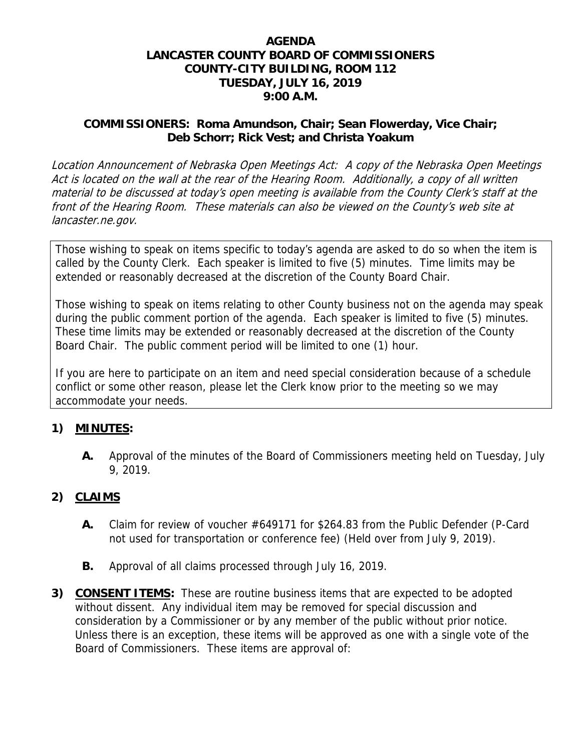# AGENDA
# LANCASTER COUNTY BOARD OF COMMISSIONERS
# COUNTY-CITY BUILDING, ROOM 112
# TUESDAY, JULY 16, 2019
# 9:00 A.M.

**COMMISSIONERS: Roma Amundson, Chair; Sean Flowerday, Vice Chair; Deb Schorr; Rick Vest; and Christa Yoakum**

*Location Announcement of Nebraska Open Meetings Act: A copy of the Nebraska Open Meetings Act is located on the wall at the rear of the Hearing Room. Additionally, a copy of all written material to be discussed at today's open meeting is available from the County Clerk's staff at the front of the Hearing Room. These materials can also be viewed on the County's web site at lancaster.ne.gov.*

Those wishing to speak on items specific to today's agenda are asked to do so when the item is called by the County Clerk. Each speaker is limited to five (5) minutes. Time limits may be extended or reasonably decreased at the discretion of the County Board Chair.

Those wishing to speak on items relating to other County business not on the agenda may speak during the public comment portion of the agenda. Each speaker is limited to five (5) minutes. These time limits may be extended or reasonably decreased at the discretion of the County Board Chair. The public comment period will be limited to one (1) hour.

If you are here to participate on an item and need special consideration because of a schedule conflict or some other reason, please let the Clerk know prior to the meeting so we may accommodate your needs.

## 1) MINUTES:

**A.** Approval of the minutes of the Board of Commissioners meeting held on Tuesday, July 9, 2019.

## 2) CLAIMS

**A.** Claim for review of voucher #649171 for $264.83 from the Public Defender (P-Card not used for transportation or conference fee) (Held over from July 9, 2019).

**B.** Approval of all claims processed through July 16, 2019.

## 3) CONSENT ITEMS:

These are routine business items that are expected to be adopted without dissent. Any individual item may be removed for special discussion and consideration by a Commissioner or by any member of the public without prior notice. Unless there is an exception, these items will be approved as one with a single vote of the Board of Commissioners. These items are approval of: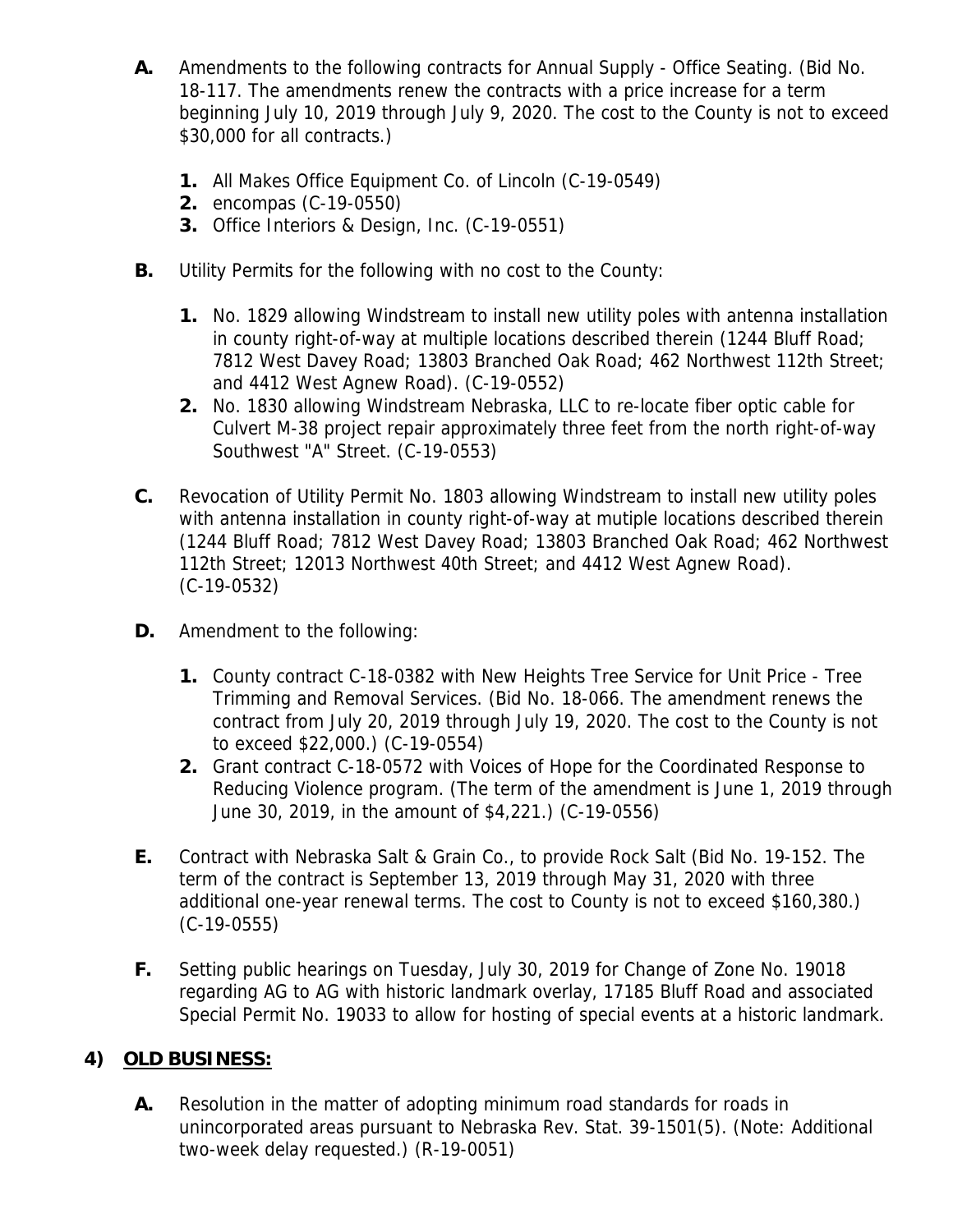**A.** Amendments to the following contracts for Annual Supply - Office Seating. (Bid No. 18-117. The amendments renew the contracts with a price increase for a term beginning July 10, 2019 through July 9, 2020. The cost to the County is not to exceed $30,000 for all contracts.)

1. All Makes Office Equipment Co. of Lincoln (C-19-0549)
2. encompas (C-19-0550)
3. Office Interiors & Design, Inc. (C-19-0551)

**B.** Utility Permits for the following with no cost to the County:

1. No. 1829 allowing Windstream to install new utility poles with antenna installation in county right-of-way at multiple locations described therein (1244 Bluff Road; 7812 West Davey Road; 13803 Branched Oak Road; 462 Northwest 112th Street; and 4412 West Agnew Road). (C-19-0552)
2. No. 1830 allowing Windstream Nebraska, LLC to re-locate fiber optic cable for Culvert M-38 project repair approximately three feet from the north right-of-way Southwest "A" Street. (C-19-0553)

**C.** Revocation of Utility Permit No. 1803 allowing Windstream to install new utility poles with antenna installation in county right-of-way at mutiple locations described therein (1244 Bluff Road; 7812 West Davey Road; 13803 Branched Oak Road; 462 Northwest 112th Street; 12013 Northwest 40th Street; and 4412 West Agnew Road). (C-19-0532)

**D.** Amendment to the following:

1. County contract C-18-0382 with New Heights Tree Service for Unit Price - Tree Trimming and Removal Services. (Bid No. 18-066. The amendment renews the contract from July 20, 2019 through July 19, 2020. The cost to the County is not to exceed $22,000.) (C-19-0554)
2. Grant contract C-18-0572 with Voices of Hope for the Coordinated Response to Reducing Violence program. (The term of the amendment is June 1, 2019 through June 30, 2019, in the amount of $4,221.) (C-19-0556)

**E.** Contract with Nebraska Salt & Grain Co., to provide Rock Salt (Bid No. 19-152. The term of the contract is September 13, 2019 through May 31, 2020 with three additional one-year renewal terms. The cost to County is not to exceed $160,380.) (C-19-0555)

**F.** Setting public hearings on Tuesday, July 30, 2019 for Change of Zone No. 19018 regarding AG to AG with historic landmark overlay, 17185 Bluff Road and associated Special Permit No. 19033 to allow for hosting of special events at a historic landmark.

## 4) OLD BUSINESS:

**A.** Resolution in the matter of adopting minimum road standards for roads in unincorporated areas pursuant to Nebraska Rev. Stat. 39-1501(5). (Note: Additional two-week delay requested.) (R-19-0051)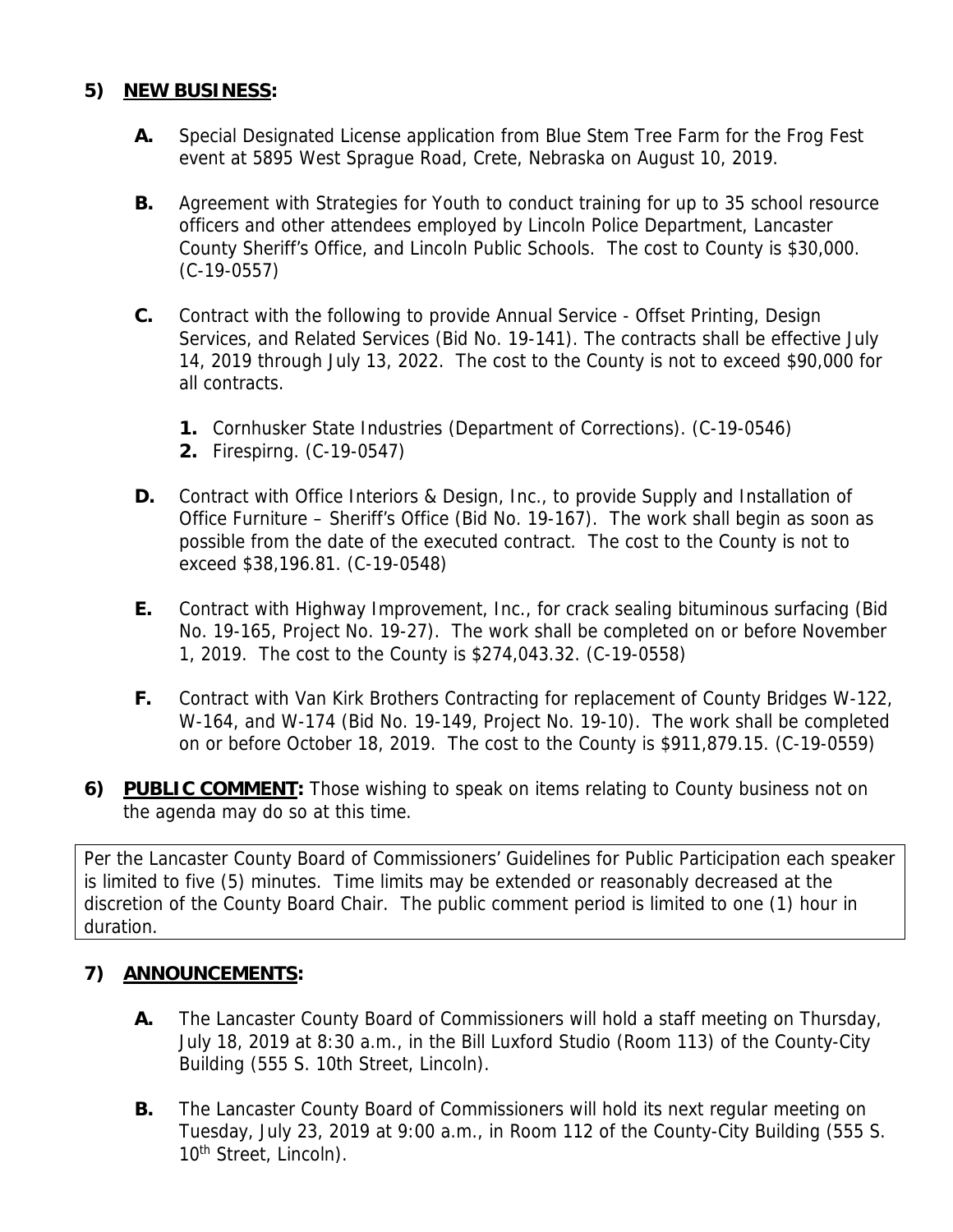## 5) **NEW BUSINESS:**

**A.** Special Designated License application from Blue Stem Tree Farm for the Frog Fest event at 5895 West Sprague Road, Crete, Nebraska on August 10, 2019.

**B.** Agreement with Strategies for Youth to conduct training for up to 35 school resource officers and other attendees employed by Lincoln Police Department, Lancaster County Sheriff's Office, and Lincoln Public Schools. The cost to County is $30,000. (C-19-0557)

**C.** Contract with the following to provide Annual Service - Offset Printing, Design Services, and Related Services (Bid No. 19-141). The contracts shall be effective July 14, 2019 through July 13, 2022. The cost to the County is not to exceed $90,000 for all contracts.

1. Cornhusker State Industries (Department of Corrections). (C-19-0546)
2. Firespirng. (C-19-0547)

**D.** Contract with Office Interiors & Design, Inc., to provide Supply and Installation of Office Furniture – Sheriff's Office (Bid No. 19-167). The work shall begin as soon as possible from the date of the executed contract. The cost to the County is not to exceed $38,196.81. (C-19-0548)

**E.** Contract with Highway Improvement, Inc., for crack sealing bituminous surfacing (Bid No. 19-165, Project No. 19-27). The work shall be completed on or before November 1, 2019. The cost to the County is $274,043.32. (C-19-0558)

**F.** Contract with Van Kirk Brothers Contracting for replacement of County Bridges W-122, W-164, and W-174 (Bid No. 19-149, Project No. 19-10). The work shall be completed on or before October 18, 2019. The cost to the County is $911,879.15. (C-19-0559)

## 6) **PUBLIC COMMENT:** Those wishing to speak on items relating to County business not on the agenda may do so at this time.

Per the Lancaster County Board of Commissioners' Guidelines for Public Participation each speaker is limited to five (5) minutes. Time limits may be extended or reasonably decreased at the discretion of the County Board Chair. The public comment period is limited to one (1) hour in duration.

## 7) **ANNOUNCEMENTS:**

**A.** The Lancaster County Board of Commissioners will hold a staff meeting on Thursday, July 18, 2019 at 8:30 a.m., in the Bill Luxford Studio (Room 113) of the County-City Building (555 S. 10th Street, Lincoln).

**B.** The Lancaster County Board of Commissioners will hold its next regular meeting on Tuesday, July 23, 2019 at 9:00 a.m., in Room 112 of the County-City Building (555 S. 10th Street, Lincoln).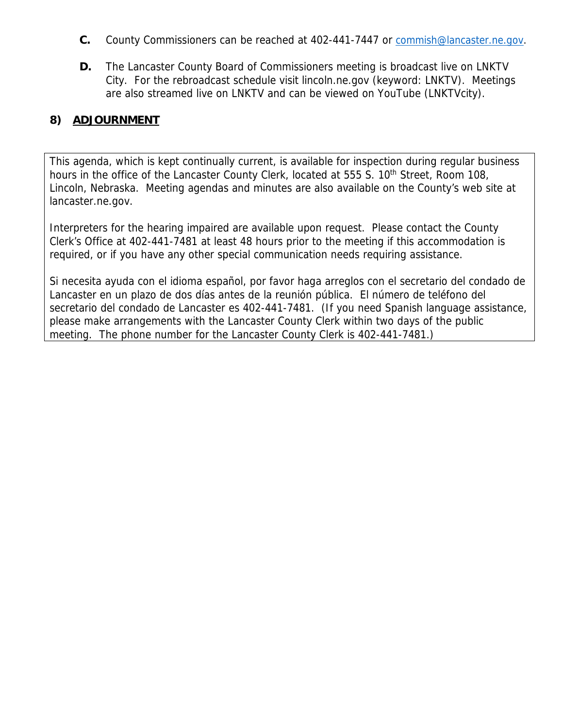**C.** County Commissioners can be reached at 402-441-7447 or commish@lancaster.ne.gov.

**D.** The Lancaster County Board of Commissioners meeting is broadcast live on LNKTV City. For the rebroadcast schedule visit lincoln.ne.gov (keyword: LNKTV). Meetings are also streamed live on LNKTV and can be viewed on YouTube (LNKTVcity).

## 8) ADJOURNMENT

This agenda, which is kept continually current, is available for inspection during regular business hours in the office of the Lancaster County Clerk, located at 555 S. 10th Street, Room 108, Lincoln, Nebraska. Meeting agendas and minutes are also available on the County's web site at lancaster.ne.gov.

Interpreters for the hearing impaired are available upon request. Please contact the County Clerk's Office at 402-441-7481 at least 48 hours prior to the meeting if this accommodation is required, or if you have any other special communication needs requiring assistance.

Si necesita ayuda con el idioma español, por favor haga arreglos con el secretario del condado de Lancaster en un plazo de dos días antes de la reunión pública. El número de teléfono del secretario del condado de Lancaster es 402-441-7481. (If you need Spanish language assistance, please make arrangements with the Lancaster County Clerk within two days of the public meeting. The phone number for the Lancaster County Clerk is 402-441-7481.)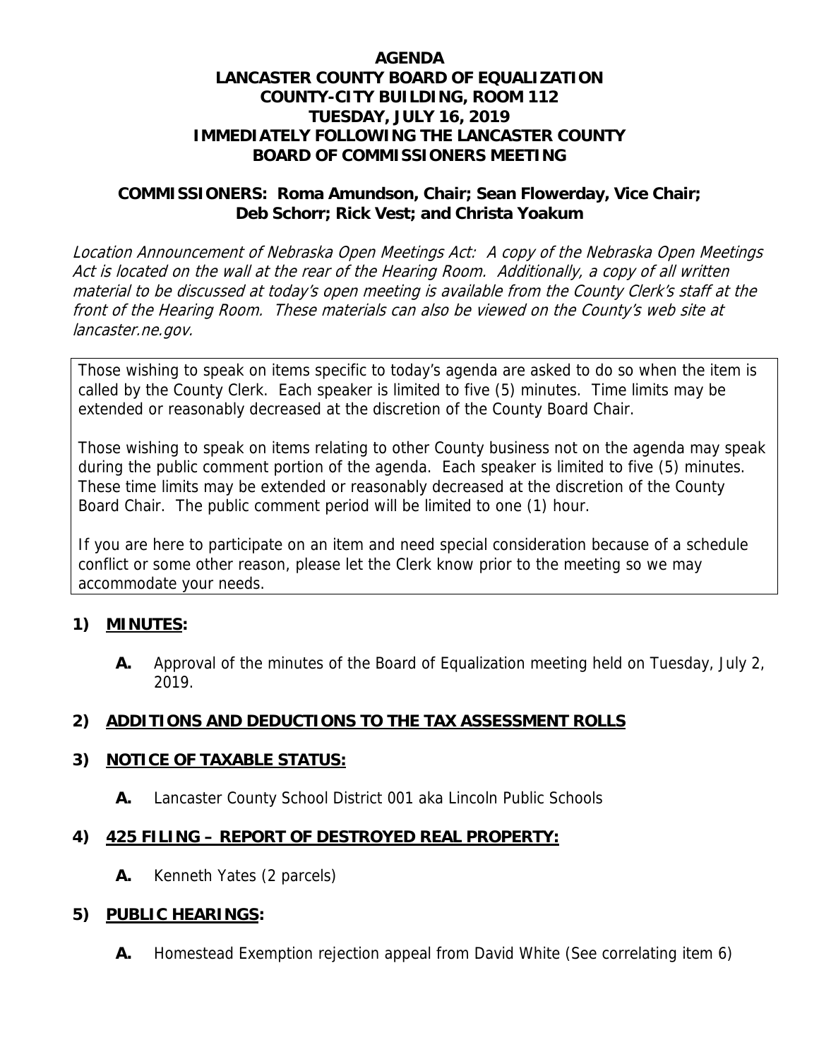# AGENDA
# LANCASTER COUNTY BOARD OF EQUALIZATION
# COUNTY-CITY BUILDING, ROOM 112
# TUESDAY, JULY 16, 2019
# IMMEDIATELY FOLLOWING THE LANCASTER COUNTY BOARD OF COMMISSIONERS MEETING

**COMMISSIONERS: Roma Amundson, Chair; Sean Flowerday, Vice Chair; Deb Schorr; Rick Vest; and Christa Yoakum**

*Location Announcement of Nebraska Open Meetings Act: A copy of the Nebraska Open Meetings Act is located on the wall at the rear of the Hearing Room. Additionally, a copy of all written material to be discussed at today's open meeting is available from the County Clerk's staff at the front of the Hearing Room. These materials can also be viewed on the County's web site at lancaster.ne.gov.*

Those wishing to speak on items specific to today's agenda are asked to do so when the item is called by the County Clerk. Each speaker is limited to five (5) minutes. Time limits may be extended or reasonably decreased at the discretion of the County Board Chair.

Those wishing to speak on items relating to other County business not on the agenda may speak during the public comment portion of the agenda. Each speaker is limited to five (5) minutes. These time limits may be extended or reasonably decreased at the discretion of the County Board Chair. The public comment period will be limited to one (1) hour.

If you are here to participate on an item and need special consideration because of a schedule conflict or some other reason, please let the Clerk know prior to the meeting so we may accommodate your needs.

**1) MINUTES:**

**A.** Approval of the minutes of the Board of Equalization meeting held on Tuesday, July 2, 2019.

**2) ADDITIONS AND DEDUCTIONS TO THE TAX ASSESSMENT ROLLS**

**3) NOTICE OF TAXABLE STATUS:**

**A.** Lancaster County School District 001 aka Lincoln Public Schools

**4) 425 FILING – REPORT OF DESTROYED REAL PROPERTY:**

**A.** Kenneth Yates (2 parcels)

**5) PUBLIC HEARINGS:**

**A.** Homestead Exemption rejection appeal from David White (See correlating item 6)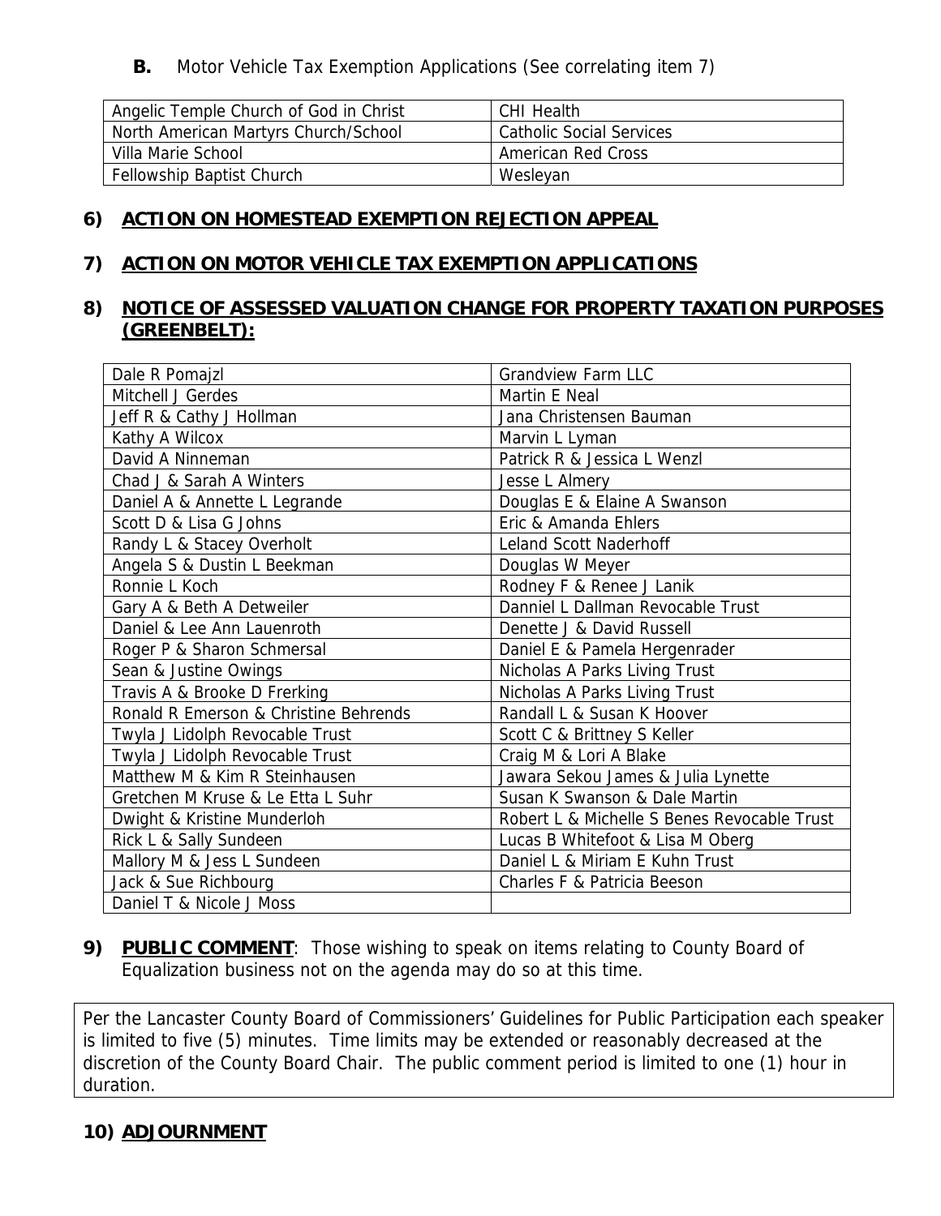**B.** Motor Vehicle Tax Exemption Applications (See correlating item 7)

| | |
|---|---|
| Angelic Temple Church of God in Christ | CHI Health |
| North American Martyrs Church/School | Catholic Social Services |
| Villa Marie School | American Red Cross |
| Fellowship Baptist Church | Wesleyan |

## 6) ACTION ON HOMESTEAD EXEMPTION REJECTION APPEAL

## 7) ACTION ON MOTOR VEHICLE TAX EXEMPTION APPLICATIONS

## 8) NOTICE OF ASSESSED VALUATION CHANGE FOR PROPERTY TAXATION PURPOSES (GREENBELT):

| | |
|---|---|
| Dale R Pomajzl | Grandview Farm LLC |
| Mitchell J Gerdes | Martin E Neal |
| Jeff R & Cathy J Hollman | Jana Christensen Bauman |
| Kathy A Wilcox | Marvin L Lyman |
| David A Ninneman | Patrick R & Jessica L Wenzl |
| Chad J & Sarah A Winters | Jesse L Almery |
| Daniel A & Annette L Legrande | Douglas E & Elaine A Swanson |
| Scott D & Lisa G Johns | Eric & Amanda Ehlers |
| Randy L & Stacey Overholt | Leland Scott Naderhoff |
| Angela S & Dustin L Beekman | Douglas W Meyer |
| Ronnie L Koch | Rodney F & Renee J Lanik |
| Gary A & Beth A Detweiler | Danniel L Dallman Revocable Trust |
| Daniel & Lee Ann Lauenroth | Denette J & David Russell |
| Roger P & Sharon Schmersal | Daniel E & Pamela Hergenrader |
| Sean & Justine Owings | Nicholas A Parks Living Trust |
| Travis A & Brooke D Frerking | Nicholas A Parks Living Trust |
| Ronald R Emerson & Christine Behrends | Randall L & Susan K Hoover |
| Twyla J Lidolph Revocable Trust | Scott C & Brittney S Keller |
| Twyla J Lidolph Revocable Trust | Craig M & Lori A Blake |
| Matthew M & Kim R Steinhausen | Jawara Sekou James & Julia Lynette |
| Gretchen M Kruse & Le Etta L Suhr | Susan K Swanson & Dale Martin |
| Dwight & Kristine Munderloh | Robert L & Michelle S Benes Revocable Trust |
| Rick L & Sally Sundeen | Lucas B Whitefoot & Lisa M Oberg |
| Mallory M & Jess L Sundeen | Daniel L & Miriam E Kuhn Trust |
| Jack & Sue Richbourg | Charles F & Patricia Beeson |
| Daniel T & Nicole J Moss | |

**9) PUBLIC COMMENT**: Those wishing to speak on items relating to County Board of Equalization business not on the agenda may do so at this time.

Per the Lancaster County Board of Commissioners' Guidelines for Public Participation each speaker is limited to five (5) minutes. Time limits may be extended or reasonably decreased at the discretion of the County Board Chair. The public comment period is limited to one (1) hour in duration.

## 10) ADJOURNMENT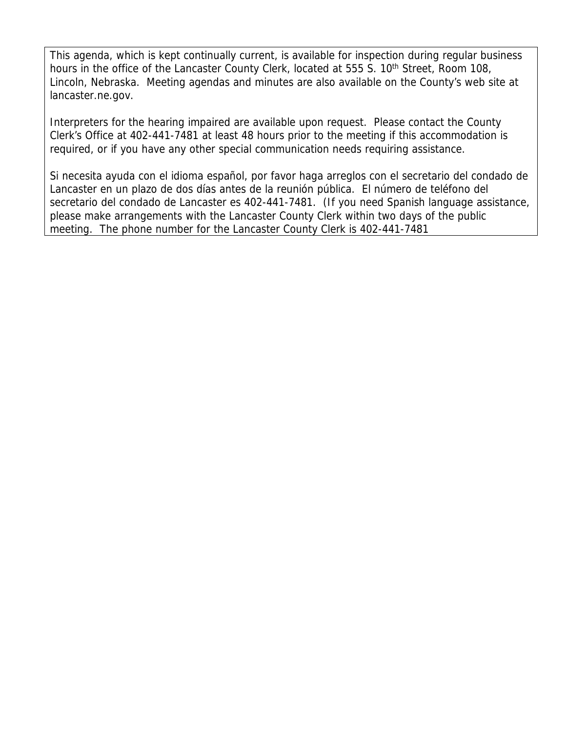This agenda, which is kept continually current, is available for inspection during regular business hours in the office of the Lancaster County Clerk, located at 555 S. 10th Street, Room 108, Lincoln, Nebraska. Meeting agendas and minutes are also available on the County's web site at lancaster.ne.gov.

Interpreters for the hearing impaired are available upon request. Please contact the County Clerk's Office at 402-441-7481 at least 48 hours prior to the meeting if this accommodation is required, or if you have any other special communication needs requiring assistance.

Si necesita ayuda con el idioma español, por favor haga arreglos con el secretario del condado de Lancaster en un plazo de dos días antes de la reunión pública. El número de teléfono del secretario del condado de Lancaster es 402-441-7481. (If you need Spanish language assistance, please make arrangements with the Lancaster County Clerk within two days of the public meeting. The phone number for the Lancaster County Clerk is 402-441-7481